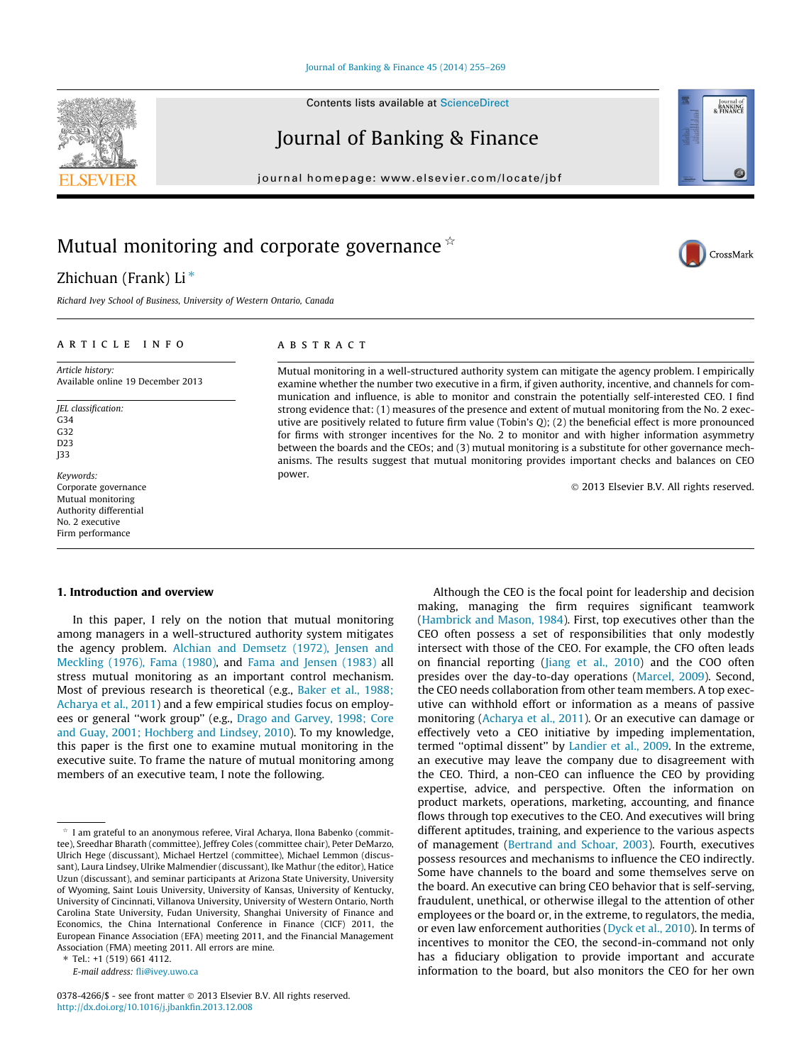# Mutual monitoring and corporate governance ☆

Zhichuan (Frank) Li *

*Richard Ivey School of Business, University of Western Ontario, Canada*

**ARTICLE INFO**

*Article history:*
Available online 19 December 2013

*JEL classification:*
G34
G32
D23
J33

*Keywords:*
Corporate governance
Mutual monitoring
Authority differential
No. 2 executive
Firm performance

**ABSTRACT**

Mutual monitoring in a well-structured authority system can mitigate the agency problem. I empirically examine whether the number two executive in a firm, if given authority, incentive, and channels for communication and influence, is able to monitor and constrain the potentially self-interested CEO. I find strong evidence that: (1) measures of the presence and extent of mutual monitoring from the No. 2 executive are positively related to future firm value (Tobin's *Q*); (2) the beneficial effect is more pronounced for firms with stronger incentives for the No. 2 to monitor and with higher information asymmetry between the boards and the CEOs; and (3) mutual monitoring is a substitute for other governance mechanisms. The results suggest that mutual monitoring provides important checks and balances on CEO power.

© 2013 Elsevier B.V. All rights reserved.

## 1. Introduction and overview

In this paper, I rely on the notion that mutual monitoring among managers in a well-structured authority system mitigates the agency problem. Alchian and Demsetz (1972), Jensen and Meckling (1976), Fama (1980), and Fama and Jensen (1983) all stress mutual monitoring as an important control mechanism. Most of previous research is theoretical (e.g., Baker et al., 1988; Acharya et al., 2011) and a few empirical studies focus on employees or general "work group" (e.g., Drago and Garvey, 1998; Core and Guay, 2001; Hochberg and Lindsey, 2010). To my knowledge, this paper is the first one to examine mutual monitoring in the executive suite. To frame the nature of mutual monitoring among members of an executive team, I note the following.

Although the CEO is the focal point for leadership and decision making, managing the firm requires significant teamwork (Hambrick and Mason, 1984). First, top executives other than the CEO often possess a set of responsibilities that only modestly intersect with those of the CEO. For example, the CFO often leads on financial reporting (Jiang et al., 2010) and the COO often presides over the day-to-day operations (Marcel, 2009). Second, the CEO needs collaboration from other team members. A top executive can withhold effort or information as a means of passive monitoring (Acharya et al., 2011). Or an executive can damage or effectively veto a CEO initiative by impeding implementation, termed "optimal dissent" by Landier et al., 2009. In the extreme, an executive may leave the company due to disagreement with the CEO. Third, a non-CEO can influence the CEO by providing expertise, advice, and perspective. Often the information on product markets, operations, marketing, accounting, and finance flows through top executives to the CEO. And executives will bring different aptitudes, training, and experience to the various aspects of management (Bertrand and Schoar, 2003). Fourth, executives possess resources and mechanisms to influence the CEO indirectly. Some have channels to the board and some themselves serve on the board. An executive can bring CEO behavior that is self-serving, fraudulent, unethical, or otherwise illegal to the attention of other employees or the board or, in the extreme, to regulators, the media, or even law enforcement authorities (Dyck et al., 2010). In terms of incentives to monitor the CEO, the second-in-command not only has a fiduciary obligation to provide important and accurate information to the board, but also monitors the CEO for her own

---

☆ I am grateful to an anonymous referee, Viral Acharya, Ilona Babenko (committee), Sreedhar Bharath (committee), Jeffrey Coles (committee chair), Peter DeMarzo, Ulrich Hege (discussant), Michael Hertzel (committee), Michael Lemmon (discussant), Laura Lindsey, Ulrike Malmendier (discussant), Ike Mathur (the editor), Hatice Uzun (discussant), and seminar participants at Arizona State University, University of Wyoming, Saint Louis University, University of Kansas, University of Kentucky, University of Cincinnati, Villanova University, University of Western Ontario, North Carolina State University, Fudan University, Shanghai University of Finance and Economics, the China International Conference in Finance (CICF) 2011, the European Finance Association (EFA) meeting 2011, and the Financial Management Association (FMA) meeting 2011. All errors are mine.

\* Tel.: +1 (519) 661 4112.
E-mail address: fli@ivey.uwo.ca

0378-4266/$ - see front matter © 2013 Elsevier B.V. All rights reserved.
http://dx.doi.org/10.1016/j.jbankfin.2013.12.008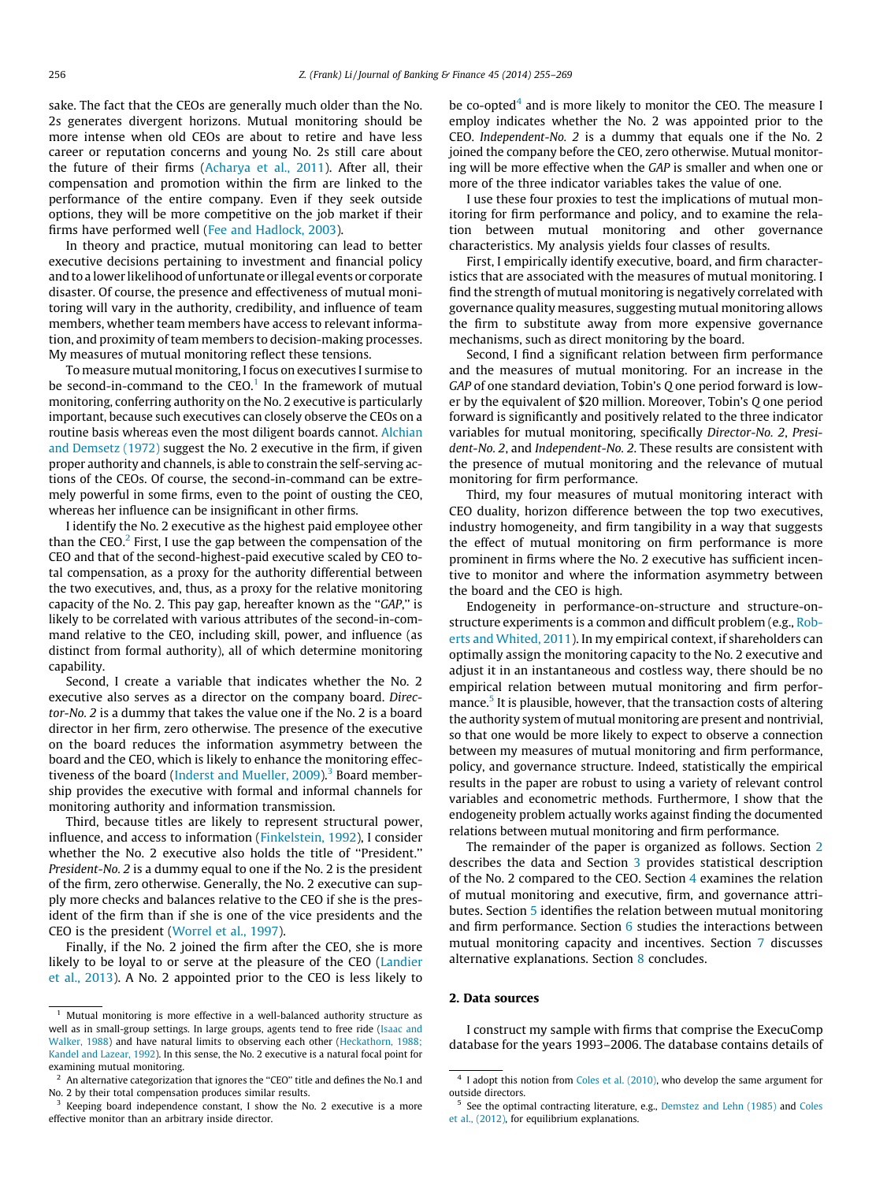sake. The fact that the CEOs are generally much older than the No. 2s generates divergent horizons. Mutual monitoring should be more intense when old CEOs are about to retire and have less career or reputation concerns and young No. 2s still care about the future of their firms (Acharya et al., 2011). After all, their compensation and promotion within the firm are linked to the performance of the entire company. Even if they seek outside options, they will be more competitive on the job market if their firms have performed well (Fee and Hadlock, 2003).

In theory and practice, mutual monitoring can lead to better executive decisions pertaining to investment and financial policy and to a lower likelihood of unfortunate or illegal events or corporate disaster. Of course, the presence and effectiveness of mutual monitoring will vary in the authority, credibility, and influence of team members, whether team members have access to relevant information, and proximity of team members to decision-making processes. My measures of mutual monitoring reflect these tensions.

To measure mutual monitoring, I focus on executives I surmise to be second-in-command to the CEO.[1] In the framework of mutual monitoring, conferring authority on the No. 2 executive is particularly important, because such executives can closely observe the CEOs on a routine basis whereas even the most diligent boards cannot. Alchian and Demsetz (1972) suggest the No. 2 executive in the firm, if given proper authority and channels, is able to constrain the self-serving actions of the CEOs. Of course, the second-in-command can be extremely powerful in some firms, even to the point of ousting the CEO, whereas her influence can be insignificant in other firms.

I identify the No. 2 executive as the highest paid employee other than the CEO.[2] First, I use the gap between the compensation of the CEO and that of the second-highest-paid executive scaled by CEO total compensation, as a proxy for the authority differential between the two executives, and, thus, as a proxy for the relative monitoring capacity of the No. 2. This pay gap, hereafter known as the "*GAP*," is likely to be correlated with various attributes of the second-in-command relative to the CEO, including skill, power, and influence (as distinct from formal authority), all of which determine monitoring capability.

Second, I create a variable that indicates whether the No. 2 executive also serves as a director on the company board. *Director-No. 2* is a dummy that takes the value one if the No. 2 is a board director in her firm, zero otherwise. The presence of the executive on the board reduces the information asymmetry between the board and the CEO, which is likely to enhance the monitoring effectiveness of the board (Inderst and Mueller, 2009).[3] Board membership provides the executive with formal and informal channels for monitoring authority and information transmission.

Third, because titles are likely to represent structural power, influence, and access to information (Finkelstein, 1992), I consider whether the No. 2 executive also holds the title of "President." *President-No. 2* is a dummy equal to one if the No. 2 is the president of the firm, zero otherwise. Generally, the No. 2 executive can supply more checks and balances relative to the CEO if she is the president of the firm than if she is one of the vice presidents and the CEO is the president (Worrel et al., 1997).

Finally, if the No. 2 joined the firm after the CEO, she is more likely to be loyal to or serve at the pleasure of the CEO (Landier et al., 2013). A No. 2 appointed prior to the CEO is less likely to be co-opted[4] and is more likely to monitor the CEO. The measure I employ indicates whether the No. 2 was appointed prior to the CEO. *Independent-No. 2* is a dummy that equals one if the No. 2 joined the company before the CEO, zero otherwise. Mutual monitoring will be more effective when the *GAP* is smaller and when one or more of the three indicator variables takes the value of one.

I use these four proxies to test the implications of mutual monitoring for firm performance and policy, and to examine the relation between mutual monitoring and other governance characteristics. My analysis yields four classes of results.

First, I empirically identify executive, board, and firm characteristics that are associated with the measures of mutual monitoring. I find the strength of mutual monitoring is negatively correlated with governance quality measures, suggesting mutual monitoring allows the firm to substitute away from more expensive governance mechanisms, such as direct monitoring by the board.

Second, I find a significant relation between firm performance and the measures of mutual monitoring. For an increase in the *GAP* of one standard deviation, Tobin's *Q* one period forward is lower by the equivalent of $20 million. Moreover, Tobin's *Q* one period forward is significantly and positively related to the three indicator variables for mutual monitoring, specifically *Director-No. 2*, *President-No. 2*, and *Independent-No. 2*. These results are consistent with the presence of mutual monitoring and the relevance of mutual monitoring for firm performance.

Third, my four measures of mutual monitoring interact with CEO duality, horizon difference between the top two executives, industry homogeneity, and firm tangibility in a way that suggests the effect of mutual monitoring on firm performance is more prominent in firms where the No. 2 executive has sufficient incentive to monitor and where the information asymmetry between the board and the CEO is high.

Endogeneity in performance-on-structure and structure-on-structure experiments is a common and difficult problem (e.g., Roberts and Whited, 2011). In my empirical context, if shareholders can optimally assign the monitoring capacity to the No. 2 executive and adjust it in an instantaneous and costless way, there should be no empirical relation between mutual monitoring and firm performance.[5] It is plausible, however, that the transaction costs of altering the authority system of mutual monitoring are present and nontrivial, so that one would be more likely to expect to observe a connection between my measures of mutual monitoring and firm performance, policy, and governance structure. Indeed, statistically the empirical results in the paper are robust to using a variety of relevant control variables and econometric methods. Furthermore, I show that the endogeneity problem actually works against finding the documented relations between mutual monitoring and firm performance.

The remainder of the paper is organized as follows. Section 2 describes the data and Section 3 provides statistical description of the No. 2 compared to the CEO. Section 4 examines the relation of mutual monitoring and executive, firm, and governance attributes. Section 5 identifies the relation between mutual monitoring and firm performance. Section 6 studies the interactions between mutual monitoring capacity and incentives. Section 7 discusses alternative explanations. Section 8 concludes.

## 2. Data sources

I construct my sample with firms that comprise the ExecuComp database for the years 1993–2006. The database contains details of

---

[1] Mutual monitoring is more effective in a well-balanced authority structure as well as in small-group settings. In large groups, agents tend to free ride (Isaac and Walker, 1988) and have natural limits to observing each other (Heckathorn, 1988; Kandel and Lazear, 1992). In this sense, the No. 2 executive is a natural focal point for examining mutual monitoring.

[2] An alternative categorization that ignores the "CEO" title and defines the No.1 and No. 2 by their total compensation produces similar results.

[3] Keeping board independence constant, I show the No. 2 executive is a more effective monitor than an arbitrary inside director.

[4] I adopt this notion from Coles et al. (2010), who develop the same argument for outside directors.

[5] See the optimal contracting literature, e.g., Demstez and Lehn (1985) and Coles et al., (2012), for equilibrium explanations.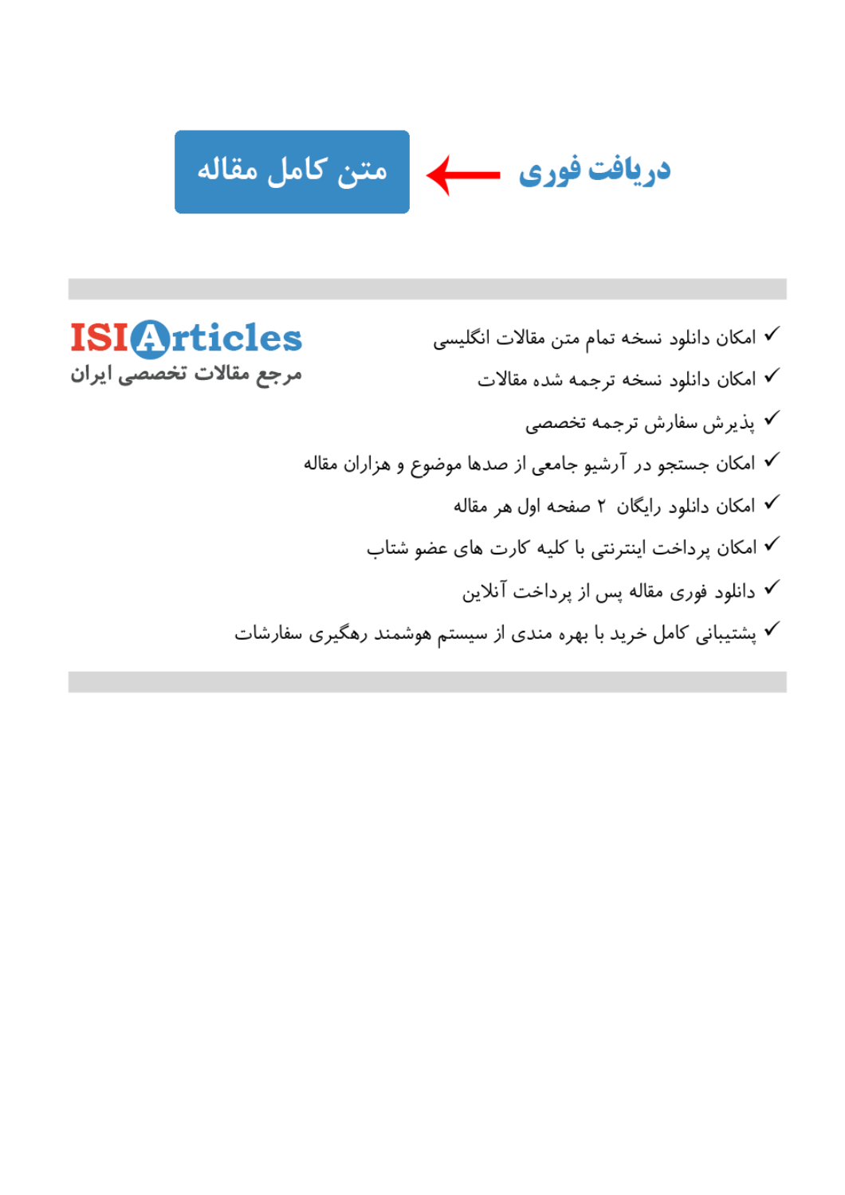دریافت فوری ← متن کامل مقاله

**ISIArticles**
مرجع مقالات تخصصی ایران

- ✓ امکان دانلود نسخه تمام متن مقالات انگلیسی
- ✓ امکان دانلود نسخه ترجمه شده مقالات
- ✓ پذیرش سفارش ترجمه تخصصی
- ✓ امکان جستجو در آرشیو جامعی از صدها موضوع و هزاران مقاله
- ✓ امکان دانلود رایگان ۲ صفحه اول هر مقاله
- ✓ امکان پرداخت اینترنتی با کلیه کارت های عضو شتاب
- ✓ دانلود فوری مقاله پس از پرداخت آنلاین
- ✓ پشتیبانی کامل خرید با بهره مندی از سیستم هوشمند رهگیری سفارشات